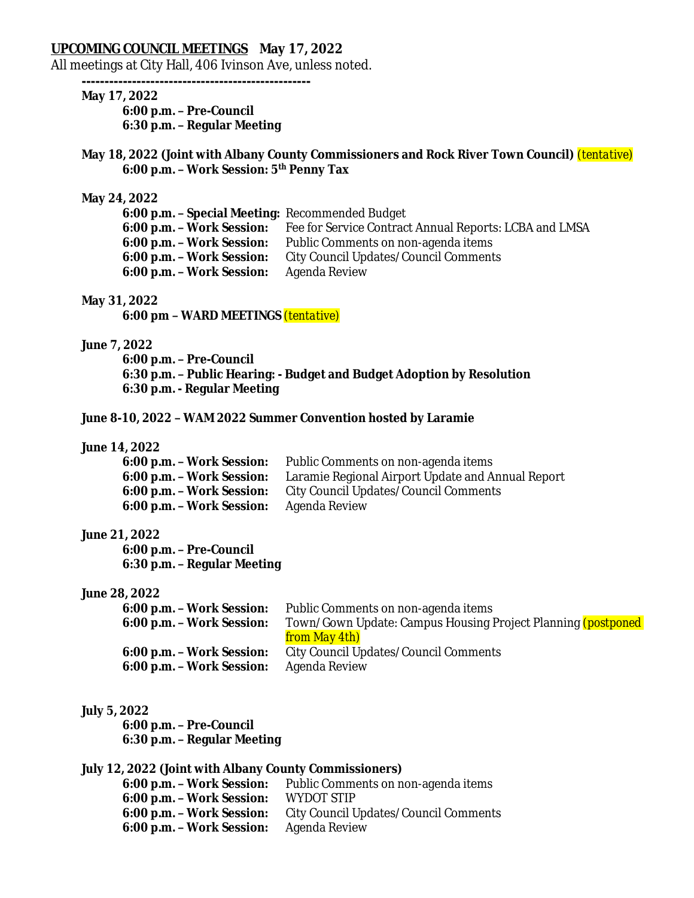**UPCOMING COUNCIL MEETINGS  May 17, 2022**

All meetings at City Hall, 406 Ivinson Ave, unless noted.

**-------------------------------------------------**

**May 17, 2022**

**6:00 p.m. – Pre-Council**
**6:30 p.m. – Regular Meeting**

**May 18, 2022 (Joint with Albany County Commissioners and Rock River Town Council)** (tentative)

**6:00 p.m. – Work Session: 5th Penny Tax**

**May 24, 2022**

**6:00 p.m. – Special Meeting:** Recommended Budget
**6:00 p.m. – Work Session:** Fee for Service Contract Annual Reports: LCBA and LMSA
**6:00 p.m. – Work Session:** Public Comments on non-agenda items
**6:00 p.m. – Work Session:** City Council Updates/Council Comments
**6:00 p.m. – Work Session:** Agenda Review

**May 31, 2022**

**6:00 pm – WARD MEETINGS** (tentative)

**June 7, 2022**

**6:00 p.m. – Pre-Council**
**6:30 p.m. – Public Hearing: - Budget and Budget Adoption by Resolution**
**6:30 p.m. - Regular Meeting**

**June 8-10, 2022 – WAM 2022 Summer Convention hosted by Laramie**

**June 14, 2022**

**6:00 p.m. – Work Session:** Public Comments on non-agenda items
**6:00 p.m. – Work Session:** Laramie Regional Airport Update and Annual Report
**6:00 p.m. – Work Session:** City Council Updates/Council Comments
**6:00 p.m. – Work Session:** Agenda Review

**June 21, 2022**

**6:00 p.m. – Pre-Council**
**6:30 p.m. – Regular Meeting**

**June 28, 2022**

**6:00 p.m. – Work Session:** Public Comments on non-agenda items
**6:00 p.m. – Work Session:** Town/Gown Update: Campus Housing Project Planning (postponed from May 4th)
**6:00 p.m. – Work Session:** City Council Updates/Council Comments
**6:00 p.m. – Work Session:** Agenda Review

**July 5, 2022**

**6:00 p.m. – Pre-Council**
**6:30 p.m. – Regular Meeting**

**July 12, 2022 (Joint with Albany County Commissioners)**

**6:00 p.m. – Work Session:** Public Comments on non-agenda items
**6:00 p.m. – Work Session:** WYDOT STIP
**6:00 p.m. – Work Session:** City Council Updates/Council Comments
**6:00 p.m. – Work Session:** Agenda Review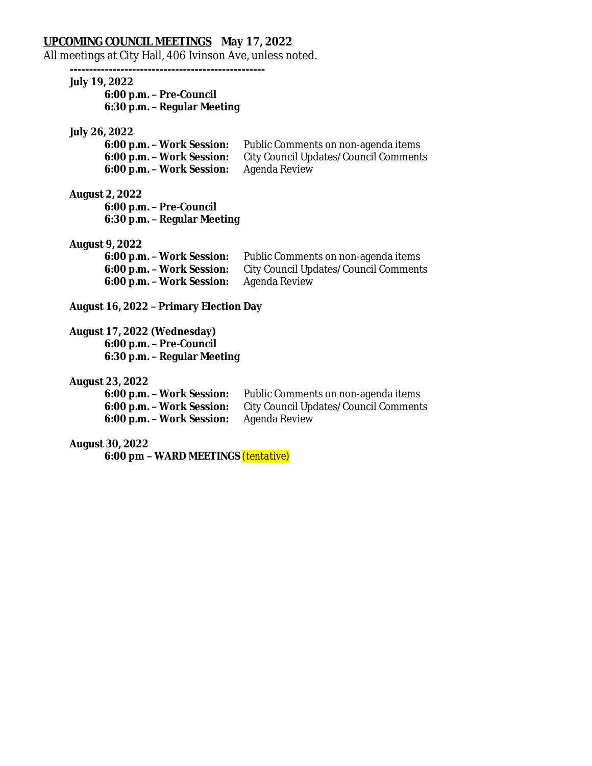**UPCOMING COUNCIL MEETINGS May 17, 2022**

All meetings at City Hall, 406 Ivinson Ave, unless noted.

**--------------------------------------------------**

**July 19, 2022**

**6:00 p.m. – Pre-Council**
**6:30 p.m. – Regular Meeting**

**July 26, 2022**

**6:00 p.m. – Work Session:** Public Comments on non-agenda items
**6:00 p.m. – Work Session:** City Council Updates/Council Comments
**6:00 p.m. – Work Session:** Agenda Review

**August 2, 2022**

**6:00 p.m. – Pre-Council**
**6:30 p.m. – Regular Meeting**

**August 9, 2022**

**6:00 p.m. – Work Session:** Public Comments on non-agenda items
**6:00 p.m. – Work Session:** City Council Updates/Council Comments
**6:00 p.m. – Work Session:** Agenda Review

**August 16, 2022 – Primary Election Day**

**August 17, 2022 (Wednesday)**

**6:00 p.m. – Pre-Council**
**6:30 p.m. – Regular Meeting**

**August 23, 2022**

**6:00 p.m. – Work Session:** Public Comments on non-agenda items
**6:00 p.m. – Work Session:** City Council Updates/Council Comments
**6:00 p.m. – Work Session:** Agenda Review

**August 30, 2022**

**6:00 pm – WARD MEETINGS** *(tentative)*